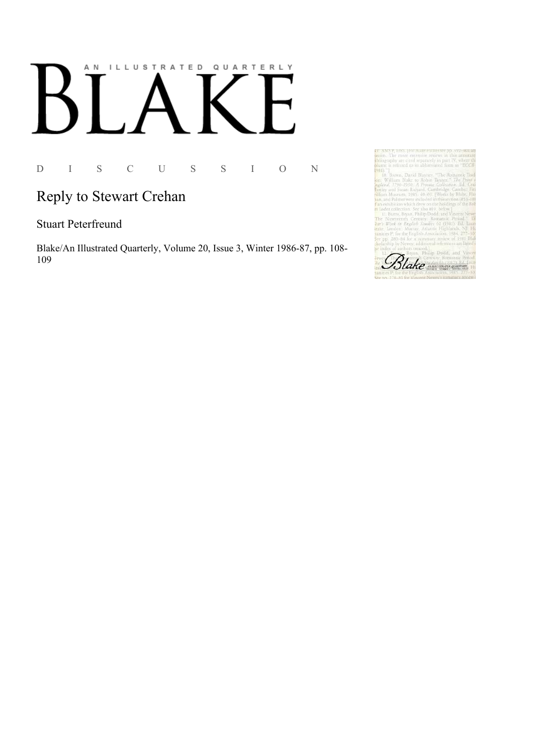AN ILLUSTRATED QUARTERLY

# BLAKE

D I S C U S S I O N

## Reply to Stewart Crehan

Stuart Peterfreund

Blake/An Illustrated Quarterly, Volume 20, Issue 3, Winter 1986-87, pp. 108-109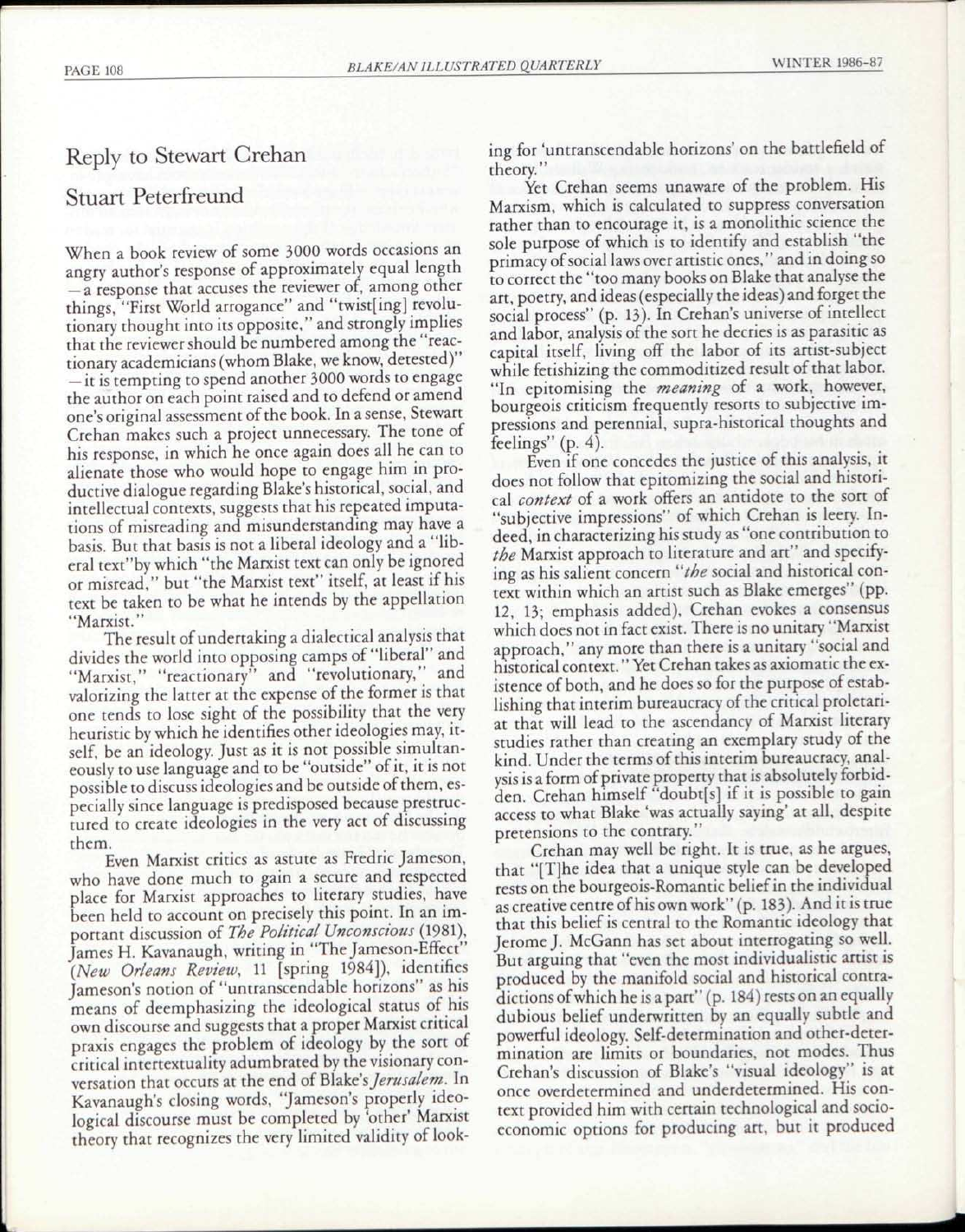## Reply to Stewart Crehan

### Stuart Peterfreund

When a book review of some 3000 words occasions an angry author's response of approximately equal length — a response that accuses the reviewer of, among other things, "First World arrogance" and "twist[ing] revolutionary thought into its opposite," and strongly implies that the reviewer should be numbered among the "reactionary academicians (whom Blake, we know, detested)" — it is tempting to spend another 3000 words to engage the author on each point raised and to defend or amend one's original assessment of the book. In a sense, Stewart Crehan makes such a project unnecessary. The tone of his response, in which he once again does all he can to alienate those who would hope to engage him in productive dialogue regarding Blake's historical, social, and intellectual contexts, suggests that his repeated imputations of misreading and misunderstanding may have a basis. But that basis is not a liberal ideology and a "liberal text"by which "the Marxist text can only be ignored or misread," but "the Marxist text" itself, at least if his text be taken to be what he intends by the appellation "Marxist."

The result of undertaking a dialectical analysis that divides the world into opposing camps of "liberal" and "Marxist," "reactionary" and "revolutionary," and valorizing the latter at the expense of the former is that one tends to lose sight of the possibility that the very heuristic by which he identifies other ideologies may, itself, be an ideology. Just as it is not possible simultaneously to use language and to be "outside" of it, it is not possible to discuss ideologies and be outside of them, especially since language is predisposed because prestructured to create ideologies in the very act of discussing them.

Even Marxist critics as astute as Fredric Jameson, who have done much to gain a secure and respected place for Marxist approaches to literary studies, have been held to account on precisely this point. In an important discussion of *The Political Unconscious* (1981), James H. Kavanaugh, writing in "The Jameson-Effect" (*New Orleans Review*, 11 [spring 1984]), identifies Jameson's notion of "untranscendable horizons" as his means of deemphasizing the ideological status of his own discourse and suggests that a proper Marxist critical praxis engages the problem of ideology by the sort of critical intertextuality adumbrated by the visionary conversation that occurs at the end of Blake's *Jerusalem*. In Kavanaugh's closing words, "Jameson's properly ideological discourse must be completed by 'other' Marxist theory that recognizes the very limited validity of looking for 'untranscendable horizons' on the battlefield of theory."

Yet Crehan seems unaware of the problem. His Marxism, which is calculated to suppress conversation rather than to encourage it, is a monolithic science the sole purpose of which is to identify and establish "the primacy of social laws over artistic ones," and in doing so to correct the "too many books on Blake that analyse the art, poetry, and ideas (especially the ideas) and forget the social process" (p. 13). In Crehan's universe of intellect and labor, analysis of the sort he decries is as parasitic as capital itself, living off the labor of its artist-subject while fetishizing the commoditized result of that labor. "In epitomising the *meaning* of a work, however, bourgeois criticism frequently resorts to subjective impressions and perennial, supra-historical thoughts and feelings" (p. 4).

Even if one concedes the justice of this analysis, it does not follow that epitomizing the social and historical *context* of a work offers an antidote to the sort of "subjective impressions" of which Crehan is leery. Indeed, in characterizing his study as "one contribution to *the* Marxist approach to literature and art" and specifying as his salient concern "*the* social and historical context within which an artist such as Blake emerges" (pp. 12, 13; emphasis added), Crehan evokes a consensus which does not in fact exist. There is no unitary "Marxist approach," any more than there is a unitary "social and historical context." Yet Crehan takes as axiomatic the existence of both, and he does so for the purpose of establishing that interim bureaucracy of the critical proletariat that will lead to the ascendancy of Marxist literary studies rather than creating an exemplary study of the kind. Under the terms of this interim bureaucracy, analysis is a form of private property that is absolutely forbidden. Crehan himself "doubt[s] if it is possible to gain access to what Blake 'was actually saying' at all, despite pretensions to the contrary."

Crehan may well be right. It is true, as he argues, that "[T]he idea that a unique style can be developed rests on the bourgeois-Romantic belief in the individual as creative centre of his own work" (p. 183). And it is true that this belief is central to the Romantic ideology that Jerome J. McGann has set about interrogating so well. But arguing that "even the most individualistic artist is produced by the manifold social and historical contradictions of which he is a part" (p. 184) rests on an equally dubious belief underwritten by an equally subtle and powerful ideology. Self-determination and other-determination are limits or boundaries, not modes. Thus Crehan's discussion of Blake's "visual ideology" is at once overdetermined and underdetermined. His context provided him with certain technological and socio-economic options for producing art, but it produced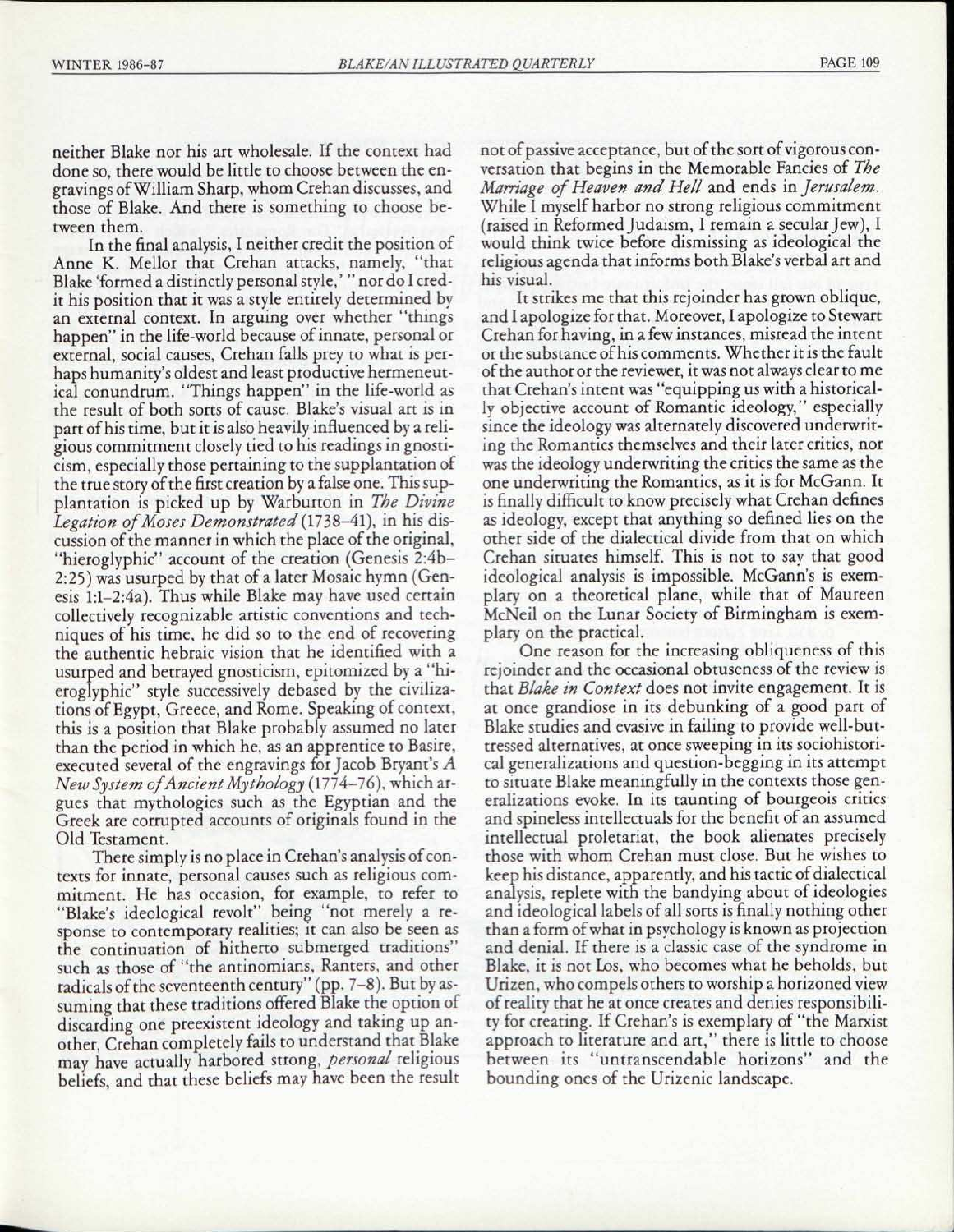neither Blake nor his art wholesale. If the context had done so, there would be little to choose between the engravings of William Sharp, whom Crehan discusses, and those of Blake. And there is something to choose between them.

In the final analysis, I neither credit the position of Anne K. Mellor that Crehan attacks, namely, "that Blake 'formed a distinctly personal style,' " nor do I credit his position that it was a style entirely determined by an external context. In arguing over whether "things happen" in the life-world because of innate, personal or external, social causes, Crehan falls prey to what is perhaps humanity's oldest and least productive hermeneutical conundrum. "Things happen" in the life-world as the result of both sorts of cause. Blake's visual art is in part of his time, but it is also heavily influenced by a religious commitment closely tied to his readings in gnosticism, especially those pertaining to the supplantation of the true story of the first creation by a false one. This supplantation is picked up by Warburton in *The Divine Legation of Moses Demonstrated* (1738–41), in his discussion of the manner in which the place of the original, "hieroglyphic" account of the creation (Genesis 2:4b–2:25) was usurped by that of a later Mosaic hymn (Genesis 1:1–2:4a). Thus while Blake may have used certain collectively recognizable artistic conventions and techniques of his time, he did so to the end of recovering the authentic hebraic vision that he identified with a usurped and betrayed gnosticism, epitomized by a "hieroglyphic" style successively debased by the civilizations of Egypt, Greece, and Rome. Speaking of context, this is a position that Blake probably assumed no later than the period in which he, as an apprentice to Basire, executed several of the engravings for Jacob Bryant's *A New System of Ancient Mythology* (1774–76), which argues that mythologies such as the Egyptian and the Greek are corrupted accounts of originals found in the Old Testament.

There simply is no place in Crehan's analysis of contexts for innate, personal causes such as religious commitment. He has occasion, for example, to refer to "Blake's ideological revolt" being "not merely a response to contemporary realities; it can also be seen as the continuation of hitherto submerged traditions" such as those of "the antinomians, Ranters, and other radicals of the seventeenth century" (pp. 7–8). But by assuming that these traditions offered Blake the option of discarding one preexistent ideology and taking up another, Crehan completely fails to understand that Blake may have actually harbored strong, *personal* religious beliefs, and that these beliefs may have been the result not of passive acceptance, but of the sort of vigorous conversation that begins in the Memorable Fancies of *The Marriage of Heaven and Hell* and ends in *Jerusalem*. While I myself harbor no strong religious commitment (raised in Reformed Judaism, I remain a secular Jew), I would think twice before dismissing as ideological the religious agenda that informs both Blake's verbal art and his visual.

It strikes me that this rejoinder has grown oblique, and I apologize for that. Moreover, I apologize to Stewart Crehan for having, in a few instances, misread the intent or the substance of his comments. Whether it is the fault of the author or the reviewer, it was not always clear to me that Crehan's intent was "equipping us with a historically objective account of Romantic ideology," especially since the ideology was alternately discovered underwriting the Romantics themselves and their later critics, nor was the ideology underwriting the critics the same as the one underwriting the Romantics, as it is for McGann. It is finally difficult to know precisely what Crehan defines as ideology, except that anything so defined lies on the other side of the dialectical divide from that on which Crehan situates himself. This is not to say that good ideological analysis is impossible. McGann's is exemplary on a theoretical plane, while that of Maureen McNeil on the Lunar Society of Birmingham is exemplary on the practical.

One reason for the increasing obliqueness of this rejoinder and the occasional obtuseness of the review is that *Blake in Context* does not invite engagement. It is at once grandiose in its debunking of a good part of Blake studies and evasive in failing to provide well-buttressed alternatives, at once sweeping in its sociohistorical generalizations and question-begging in its attempt to situate Blake meaningfully in the contexts those generalizations evoke. In its taunting of bourgeois critics and spineless intellectuals for the benefit of an assumed intellectual proletariat, the book alienates precisely those with whom Crehan must close. But he wishes to keep his distance, apparently, and his tactic of dialectical analysis, replete with the bandying about of ideologies and ideological labels of all sorts is finally nothing other than a form of what in psychology is known as projection and denial. If there is a classic case of the syndrome in Blake, it is not Los, who becomes what he beholds, but Urizen, who compels others to worship a horizoned view of reality that he at once creates and denies responsibility for creating. If Crehan's is exemplary of "the Marxist approach to literature and art," there is little to choose between its "untranscendable horizons" and the bounding ones of the Urizenic landscape.